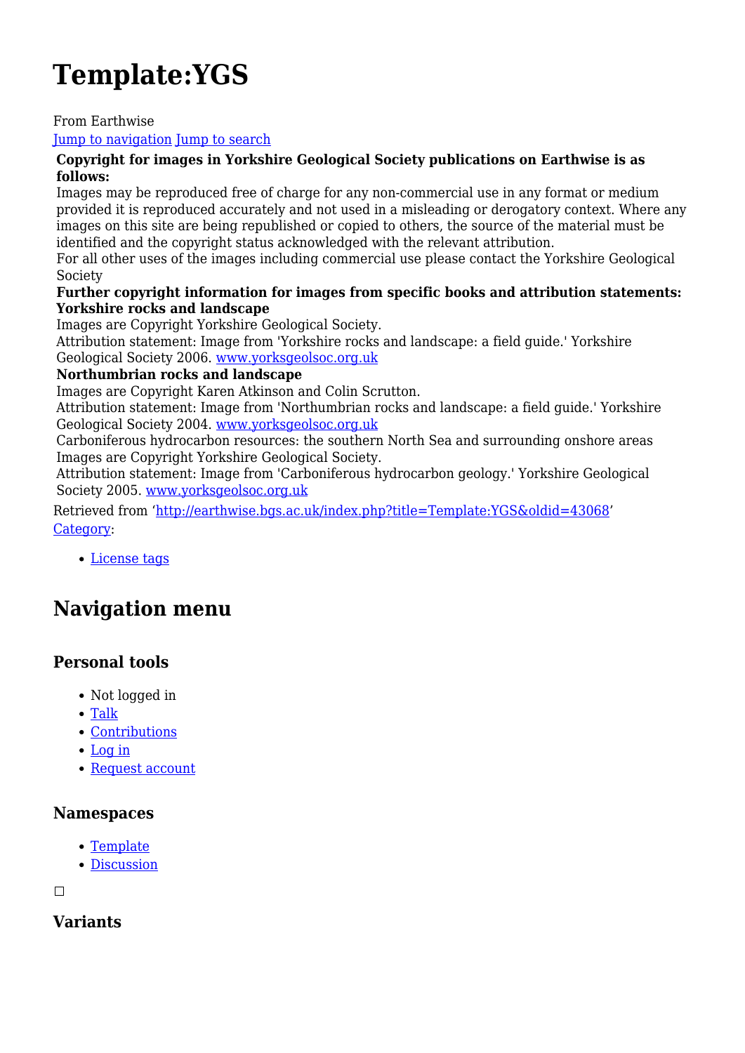# Template:YGS

From Earthwise

Jump to navigation Jump to search

**Copyright for images in Yorkshire Geological Society publications on Earthwise is as follows:**

Images may be reproduced free of charge for any non-commercial use in any format or medium provided it is reproduced accurately and not used in a misleading or derogatory context. Where any images on this site are being republished or copied to others, the source of the material must be identified and the copyright status acknowledged with the relevant attribution.

For all other uses of the images including commercial use please contact the Yorkshire Geological Society

**Further copyright information for images from specific books and attribution statements:**

**Yorkshire rocks and landscape**

Images are Copyright Yorkshire Geological Society.

Attribution statement: Image from 'Yorkshire rocks and landscape: a field guide.' Yorkshire Geological Society 2006. www.yorksgeolsoc.org.uk

**Northumbrian rocks and landscape**

Images are Copyright Karen Atkinson and Colin Scrutton.

Attribution statement: Image from 'Northumbrian rocks and landscape: a field guide.' Yorkshire Geological Society 2004. www.yorksgeolsoc.org.uk

Carboniferous hydrocarbon resources: the southern North Sea and surrounding onshore areas

Images are Copyright Yorkshire Geological Society.

Attribution statement: Image from 'Carboniferous hydrocarbon geology.' Yorkshire Geological Society 2005. www.yorksgeolsoc.org.uk

Retrieved from 'http://earthwise.bgs.ac.uk/index.php?title=Template:YGS&oldid=43068'

Category:

- License tags

## Navigation menu

### Personal tools

- Not logged in
- Talk
- Contributions
- Log in
- Request account

### Namespaces

- Template
- Discussion

### Variants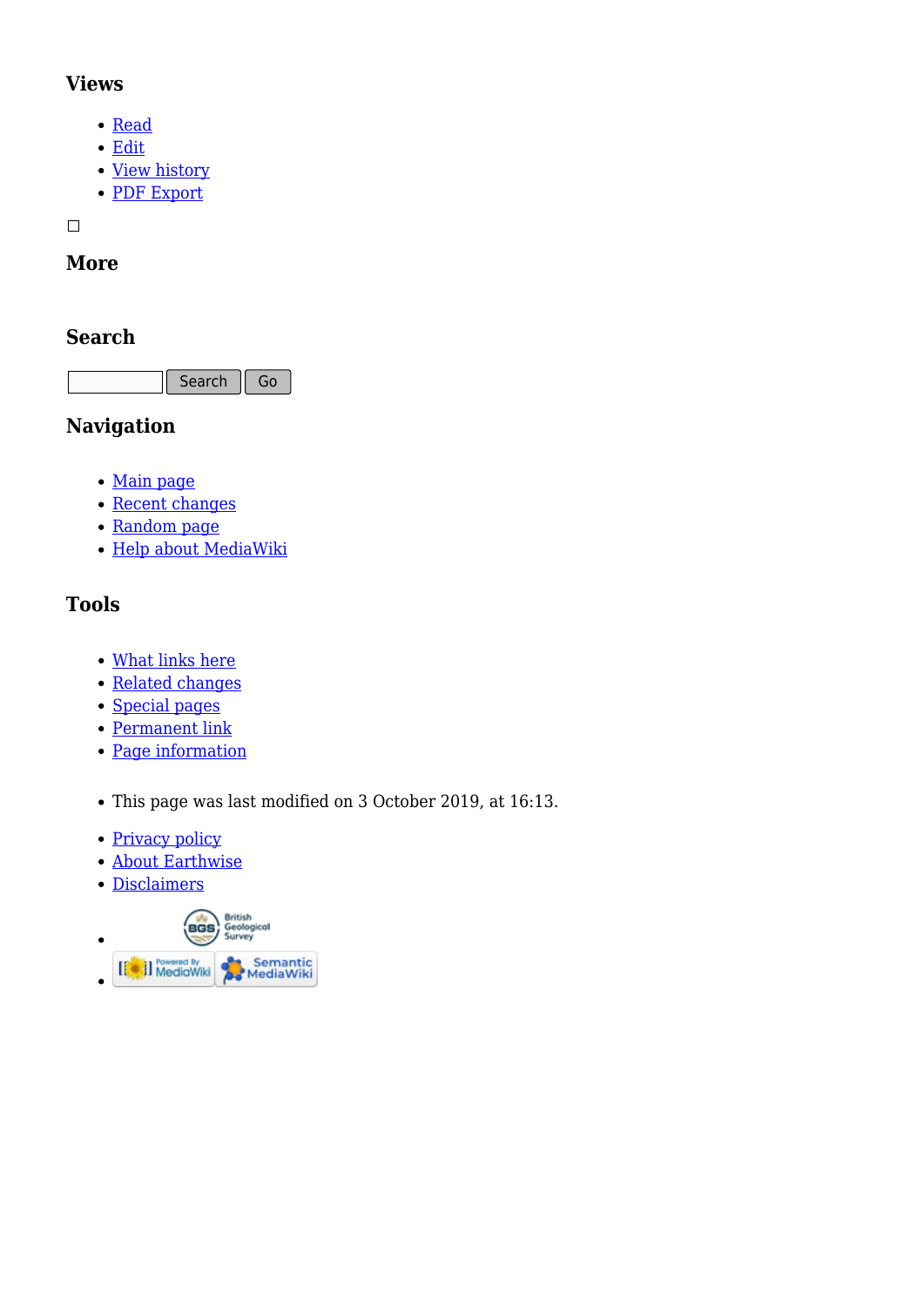### Views

- Read
- Edit
- View history
- PDF Export

### More

### Search

Search Go

### Navigation

- Main page
- Recent changes
- Random page
- Help about MediaWiki

### Tools

- What links here
- Related changes
- Special pages
- Permanent link
- Page information

- This page was last modified on 3 October 2019, at 16:13.

- Privacy policy
- About Earthwise
- Disclaimers